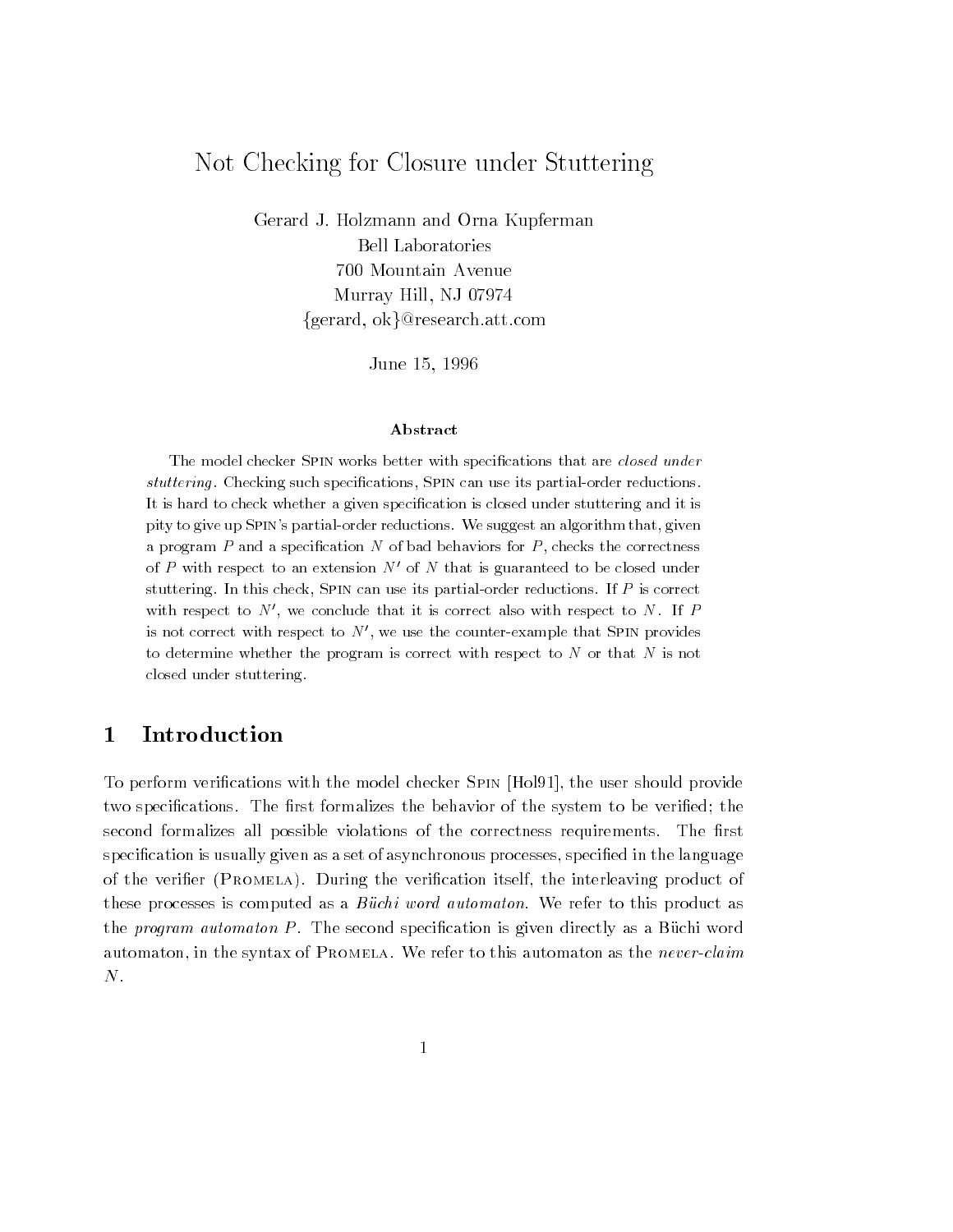# Not Checking for Closure under Stuttering

Gerard J. Holzmann and Orna Kupferman
Bell Laboratories
700 Mountain Avenue
Murray Hill, NJ 07974
{gerard, ok}@research.att.com

June 15, 1996

### Abstract

The model checker SPIN works better with specifications that are *closed under stuttering*. Checking such specifications, SPIN can use its partial-order reductions. It is hard to check whether a given specification is closed under stuttering and it is pity to give up SPIN's partial-order reductions. We suggest an algorithm that, given a program $P$ and a specification $N$ of bad behaviors for $P$, checks the correctness of $P$ with respect to an extension $N'$ of $N$ that is guaranteed to be closed under stuttering. In this check, SPIN can use its partial-order reductions. If $P$ is correct with respect to $N'$, we conclude that it is correct also with respect to $N$. If $P$ is not correct with respect to $N'$, we use the counter-example that SPIN provides to determine whether the program is correct with respect to $N$ or that $N$ is not closed under stuttering.

## 1 Introduction

To perform verifications with the model checker SPIN [Hol91], the user should provide two specifications. The first formalizes the behavior of the system to be verified; the second formalizes all possible violations of the correctness requirements. The first specification is usually given as a set of asynchronous processes, specified in the language of the verifier (PROMELA). During the verification itself, the interleaving product of these processes is computed as a *Büchi word automaton*. We refer to this product as the *program automaton P*. The second specification is given directly as a Büchi word automaton, in the syntax of PROMELA. We refer to this automaton as the *never-claim N*.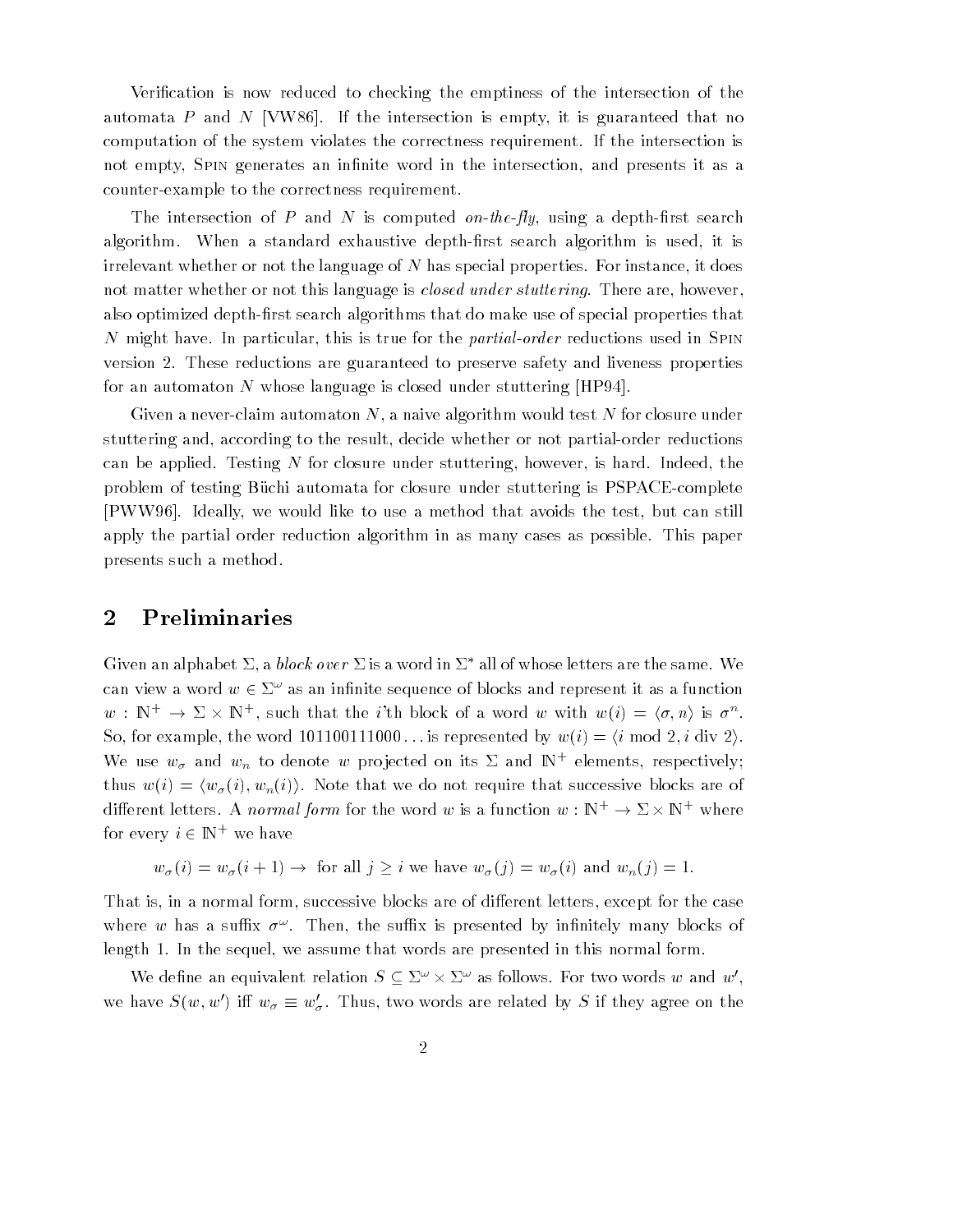Verification is now reduced to checking the emptiness of the intersection of the automata $P$ and $N$ [VW86]. If the intersection is empty, it is guaranteed that no computation of the system violates the correctness requirement. If the intersection is not empty, Spin generates an infinite word in the intersection, and presents it as a counter-example to the correctness requirement.

The intersection of $P$ and $N$ is computed *on-the-fly*, using a depth-first search algorithm. When a standard exhaustive depth-first search algorithm is used, it is irrelevant whether or not the language of $N$ has special properties. For instance, it does not matter whether or not this language is *closed under stuttering*. There are, however, also optimized depth-first search algorithms that do make use of special properties that $N$ might have. In particular, this is true for the *partial-order* reductions used in Spin version 2. These reductions are guaranteed to preserve safety and liveness properties for an automaton $N$ whose language is closed under stuttering [HP94].

Given a never-claim automaton $N$, a naive algorithm would test $N$ for closure under stuttering and, according to the result, decide whether or not partial-order reductions can be applied. Testing $N$ for closure under stuttering, however, is hard. Indeed, the problem of testing Büchi automata for closure under stuttering is PSPACE-complete [PWW96]. Ideally, we would like to use a method that avoids the test, but can still apply the partial order reduction algorithm in as many cases as possible. This paper presents such a method.

## 2 Preliminaries

Given an alphabet $\Sigma$, a *block over* $\Sigma$ is a word in $\Sigma^*$ all of whose letters are the same. We can view a word $w \in \Sigma^\omega$ as an infinite sequence of blocks and represent it as a function $w : \mathbb{N}^+ \to \Sigma \times \mathbb{N}^+$, such that the $i$'th block of a word $w$ with $w(i) = \langle \sigma, n \rangle$ is $\sigma^n$. So, for example, the word $101100111000\ldots$ is represented by $w(i) = \langle i \bmod 2, i \text{ div } 2 \rangle$. We use $w_\sigma$ and $w_n$ to denote $w$ projected on its $\Sigma$ and $\mathbb{N}^+$ elements, respectively; thus $w(i) = \langle w_\sigma(i), w_n(i) \rangle$. Note that we do not require that successive blocks are of different letters. A *normal form* for the word $w$ is a function $w : \mathbb{N}^+ \to \Sigma \times \mathbb{N}^+$ where for every $i \in \mathbb{N}^+$ we have

$$w_\sigma(i) = w_\sigma(i+1) \to \text{ for all } j \geq i \text{ we have } w_\sigma(j) = w_\sigma(i) \text{ and } w_n(j) = 1.$$

That is, in a normal form, successive blocks are of different letters, except for the case where $w$ has a suffix $\sigma^\omega$. Then, the suffix is presented by infinitely many blocks of length 1. In the sequel, we assume that words are presented in this normal form.

We define an equivalent relation $S \subseteq \Sigma^\omega \times \Sigma^\omega$ as follows. For two words $w$ and $w'$, we have $S(w, w')$ iff $w_\sigma \equiv w'_\sigma$. Thus, two words are related by $S$ if they agree on the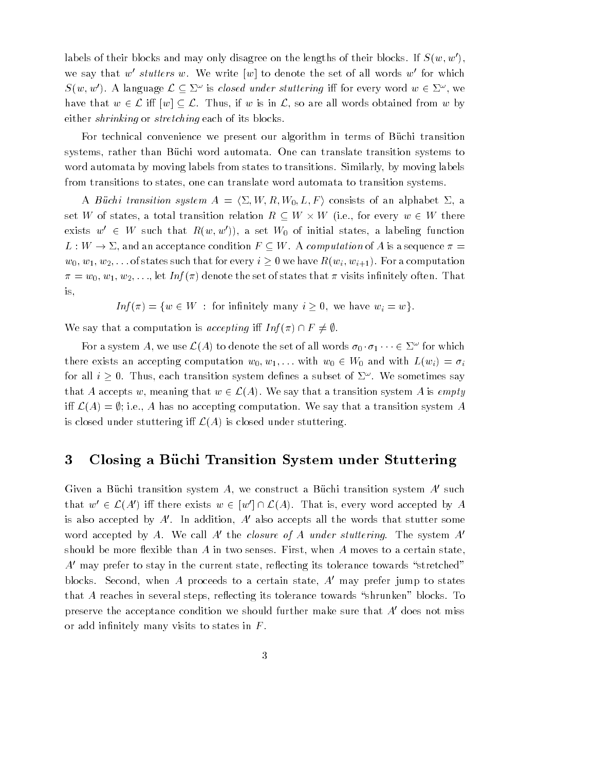labels of their blocks and may only disagree on the lengths of their blocks. If $S(w, w')$, we say that $w'$ *stutters* $w$. We write $[w]$ to denote the set of all words $w'$ for which $S(w, w')$. A language $\mathcal{L} \subseteq \Sigma^\omega$ is *closed under stuttering* iff for every word $w \in \Sigma^\omega$, we have that $w \in \mathcal{L}$ iff $[w] \subseteq \mathcal{L}$. Thus, if $w$ is in $\mathcal{L}$, so are all words obtained from $w$ by either *shrinking* or *stretching* each of its blocks.

For technical convenience we present our algorithm in terms of Büchi transition systems, rather than Büchi word automata. One can translate transition systems to word automata by moving labels from states to transitions. Similarly, by moving labels from transitions to states, one can translate word automata to transition systems.

A *Büchi transition system* $A = \langle \Sigma, W, R, W_0, L, F \rangle$ consists of an alphabet $\Sigma$, a set $W$ of states, a total transition relation $R \subseteq W \times W$ (i.e., for every $w \in W$ there exists $w' \in W$ such that $R(w, w')$), a set $W_0$ of initial states, a labeling function $L : W \rightarrow \Sigma$, and an acceptance condition $F \subseteq W$. A *computation* of $A$ is a sequence $\pi = w_0, w_1, w_2, \ldots$ of states such that for every $i \geq 0$ we have $R(w_i, w_{i+1})$. For a computation $\pi = w_0, w_1, w_2, \ldots$, let $Inf(\pi)$ denote the set of states that $\pi$ visits infinitely often. That is,

$$Inf(\pi) = \{w \in W \; : \; \text{for infinitely many } i \geq 0, \text{ we have } w_i = w\}.$$

We say that a computation is *accepting* iff $Inf(\pi) \cap F \neq \emptyset$.

For a system $A$, we use $\mathcal{L}(A)$ to denote the set of all words $\sigma_0 \cdot \sigma_1 \cdots \in \Sigma^\omega$ for which there exists an accepting computation $w_0, w_1, \ldots$ with $w_0 \in W_0$ and with $L(w_i) = \sigma_i$ for all $i \geq 0$. Thus, each transition system defines a subset of $\Sigma^\omega$. We sometimes say that $A$ accepts $w$, meaning that $w \in \mathcal{L}(A)$. We say that a transition system $A$ is *empty* iff $\mathcal{L}(A) = \emptyset$; i.e., $A$ has no accepting computation. We say that a transition system $A$ is closed under stuttering iff $\mathcal{L}(A)$ is closed under stuttering.

## 3 Closing a Büchi Transition System under Stuttering

Given a Büchi transition system $A$, we construct a Büchi transition system $A'$ such that $w' \in \mathcal{L}(A')$ iff there exists $w \in [w'] \cap \mathcal{L}(A)$. That is, every word accepted by $A$ is also accepted by $A'$. In addition, $A'$ also accepts all the words that stutter some word accepted by $A$. We call $A'$ the *closure of $A$ under stuttering*. The system $A'$ should be more flexible than $A$ in two senses. First, when $A$ moves to a certain state, $A'$ may prefer to stay in the current state, reflecting its tolerance towards "stretched" blocks. Second, when $A$ proceeds to a certain state, $A'$ may prefer jump to states that $A$ reaches in several steps, reflecting its tolerance towards "shrunken" blocks. To preserve the acceptance condition we should further make sure that $A'$ does not miss or add infinitely many visits to states in $F$.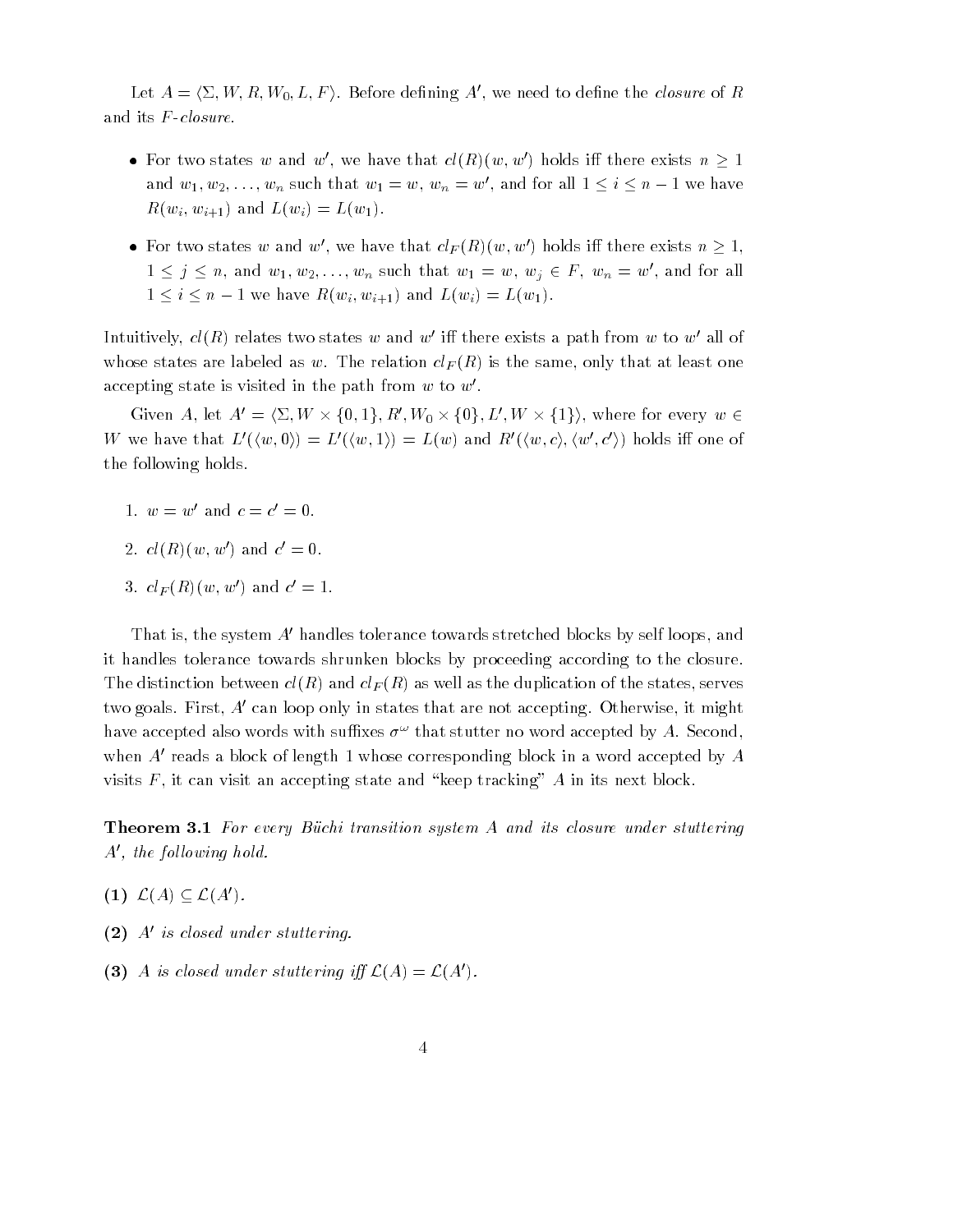Let $A = \langle \Sigma, W, R, W_0, L, F \rangle$. Before defining $A'$, we need to define the *closure* of $R$ and its *F-closure*.

- For two states $w$ and $w'$, we have that $cl(R)(w, w')$ holds iff there exists $n \geq 1$ and $w_1, w_2, \ldots, w_n$ such that $w_1 = w$, $w_n = w'$, and for all $1 \leq i \leq n-1$ we have $R(w_i, w_{i+1})$ and $L(w_i) = L(w_1)$.
- For two states $w$ and $w'$, we have that $cl_F(R)(w, w')$ holds iff there exists $n \geq 1$, $1 \leq j \leq n$, and $w_1, w_2, \ldots, w_n$ such that $w_1 = w$, $w_j \in F$, $w_n = w'$, and for all $1 \leq i \leq n-1$ we have $R(w_i, w_{i+1})$ and $L(w_i) = L(w_1)$.

Intuitively, $cl(R)$ relates two states $w$ and $w'$ iff there exists a path from $w$ to $w'$ all of whose states are labeled as $w$. The relation $cl_F(R)$ is the same, only that at least one accepting state is visited in the path from $w$ to $w'$.

Given $A$, let $A' = \langle \Sigma, W \times \{0, 1\}, R', W_0 \times \{0\}, L', W \times \{1\} \rangle$, where for every $w \in W$ we have that $L'(\langle w, 0 \rangle) = L'(\langle w, 1 \rangle) = L(w)$ and $R'(\langle w, c \rangle, \langle w', c' \rangle)$ holds iff one of the following holds.

1. $w = w'$ and $c = c' = 0$.
2. $cl(R)(w, w')$ and $c' = 0$.
3. $cl_F(R)(w, w')$ and $c' = 1$.

That is, the system $A'$ handles tolerance towards stretched blocks by self loops, and it handles tolerance towards shrunken blocks by proceeding according to the closure. The distinction between $cl(R)$ and $cl_F(R)$ as well as the duplication of the states, serves two goals. First, $A'$ can loop only in states that are not accepting. Otherwise, it might have accepted also words with suffixes $\sigma^\omega$ that stutter no word accepted by $A$. Second, when $A'$ reads a block of length 1 whose corresponding block in a word accepted by $A$ visits $F$, it can visit an accepting state and "keep tracking" $A$ in its next block.

**Theorem 3.1** *For every Büchi transition system $A$ and its closure under stuttering $A'$, the following hold.*

**(1)** $\mathcal{L}(A) \subseteq \mathcal{L}(A')$.

**(2)** *$A'$ is closed under stuttering.*

**(3)** *$A$ is closed under stuttering iff $\mathcal{L}(A) = \mathcal{L}(A')$.*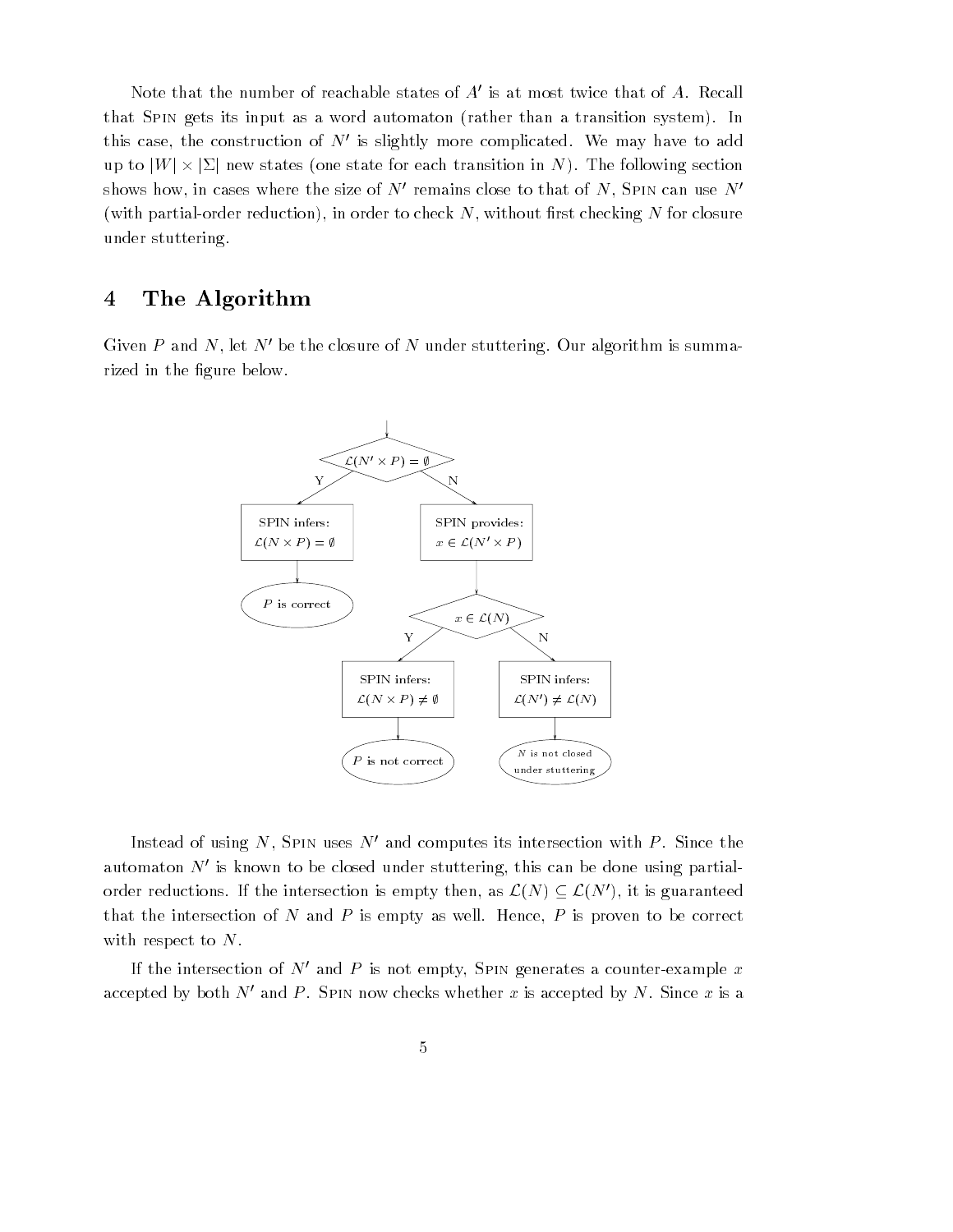Note that the number of reachable states of $A'$ is at most twice that of $A$. Recall that SPIN gets its input as a word automaton (rather than a transition system). In this case, the construction of $N'$ is slightly more complicated. We may have to add up to $|W| \times |\Sigma|$ new states (one state for each transition in $N$). The following section shows how, in cases where the size of $N'$ remains close to that of $N$, SPIN can use $N'$ (with partial-order reduction), in order to check $N$, without first checking $N$ for closure under stuttering.

# 4 The Algorithm

Given $P$ and $N$, let $N'$ be the closure of $N$ under stuttering. Our algorithm is summarized in the figure below.

$\mathcal{L}(N' \times P) = \emptyset$

Y

N

SPIN infers:
$\mathcal{L}(N \times P) = \emptyset$

SPIN provides:
$x \in \mathcal{L}(N' \times P)$

$P$ is correct

$x \in \mathcal{L}(N)$

Y

N

SPIN infers:
$\mathcal{L}(N \times P) \neq \emptyset$

SPIN infers:
$\mathcal{L}(N') \neq \mathcal{L}(N)$

$P$ is not correct

$N$ is not closed under stuttering

Instead of using $N$, SPIN uses $N'$ and computes its intersection with $P$. Since the automaton $N'$ is known to be closed under stuttering, this can be done using partial-order reductions. If the intersection is empty then, as $\mathcal{L}(N) \subseteq \mathcal{L}(N')$, it is guaranteed that the intersection of $N$ and $P$ is empty as well. Hence, $P$ is proven to be correct with respect to $N$.

If the intersection of $N'$ and $P$ is not empty, SPIN generates a counter-example $x$ accepted by both $N'$ and $P$. SPIN now checks whether $x$ is accepted by $N$. Since $x$ is a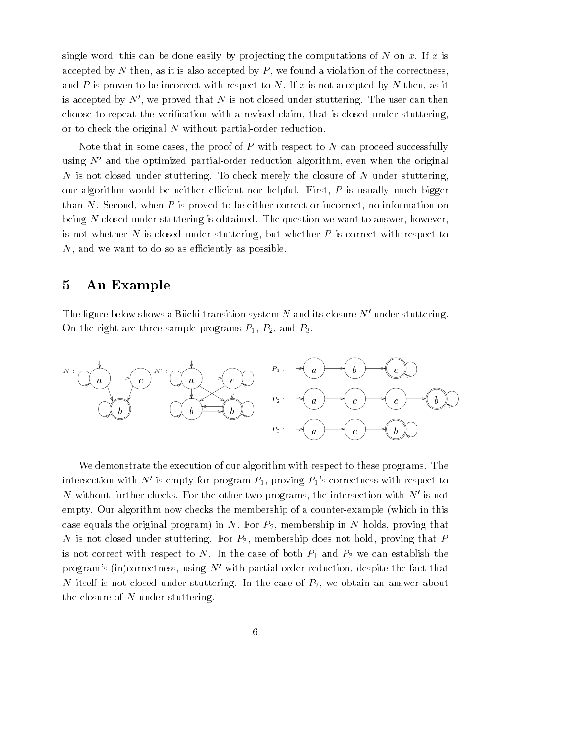single word, this can be done easily by projecting the computations of $N$ on $x$. If $x$ is accepted by $N$ then, as it is also accepted by $P$, we found a violation of the correctness, and $P$ is proven to be incorrect with respect to $N$. If $x$ is not accepted by $N$ then, as it is accepted by $N'$, we proved that $N$ is not closed under stuttering. The user can then choose to repeat the verification with a revised claim, that is closed under stuttering, or to check the original $N$ without partial-order reduction.

Note that in some cases, the proof of $P$ with respect to $N$ can proceed successfully using $N'$ and the optimized partial-order reduction algorithm, even when the original $N$ is not closed under stuttering. To check merely the closure of $N$ under stuttering, our algorithm would be neither efficient nor helpful. First, $P$ is usually much bigger than $N$. Second, when $P$ is proved to be either correct or incorrect, no information on being $N$ closed under stuttering is obtained. The question we want to answer, however, is not whether $N$ is closed under stuttering, but whether $P$ is correct with respect to $N$, and we want to do so as efficiently as possible.

## 5 An Example

The figure below shows a Büchi transition system $N$ and its closure $N'$ under stuttering. On the right are three sample programs $P_1$, $P_2$, and $P_3$.

$N$ :

$N'$ :

$P_1$ :

$P_2$ :

$P_3$ :

We demonstrate the execution of our algorithm with respect to these programs. The intersection with $N'$ is empty for program $P_1$, proving $P_1$'s correctness with respect to $N$ without further checks. For the other two programs, the intersection with $N'$ is not empty. Our algorithm now checks the membership of a counter-example (which in this case equals the original program) in $N$. For $P_2$, membership in $N$ holds, proving that $N$ is not closed under stuttering. For $P_3$, membership does not hold, proving that $P$ is not correct with respect to $N$. In the case of both $P_1$ and $P_3$ we can establish the program's (in)correctness, using $N'$ with partial-order reduction, despite the fact that $N$ itself is not closed under stuttering. In the case of $P_2$, we obtain an answer about the closure of $N$ under stuttering.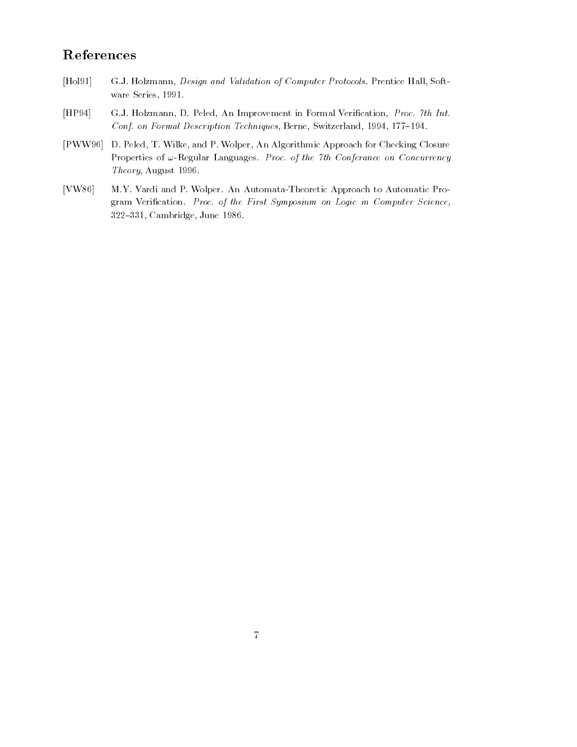# References

[Hol91] G.J. Holzmann, *Design and Validation of Computer Protocols.* Prentice Hall, Software Series, 1991.

[HP94] G.J. Holzmann, D. Peled, An Improvement in Formal Verification, *Proc. 7th Int. Conf. on Formal Description Techniques*, Berne, Switzerland, 1994, 177–194.

[PWW96] D. Peled, T. Wilke, and P. Wolper, An Algorithmic Approach for Checking Closure Properties of $\omega$-Regular Languages. *Proc. of the 7th Conferance on Concurrency Theory*, August 1996.

[VW86] M.Y. Vardi and P. Wolper. An Automata-Theoretic Approach to Automatic Program Verification. *Proc. of the First Symposium on Logic in Computer Science*, 322–331, Cambridge, June 1986.